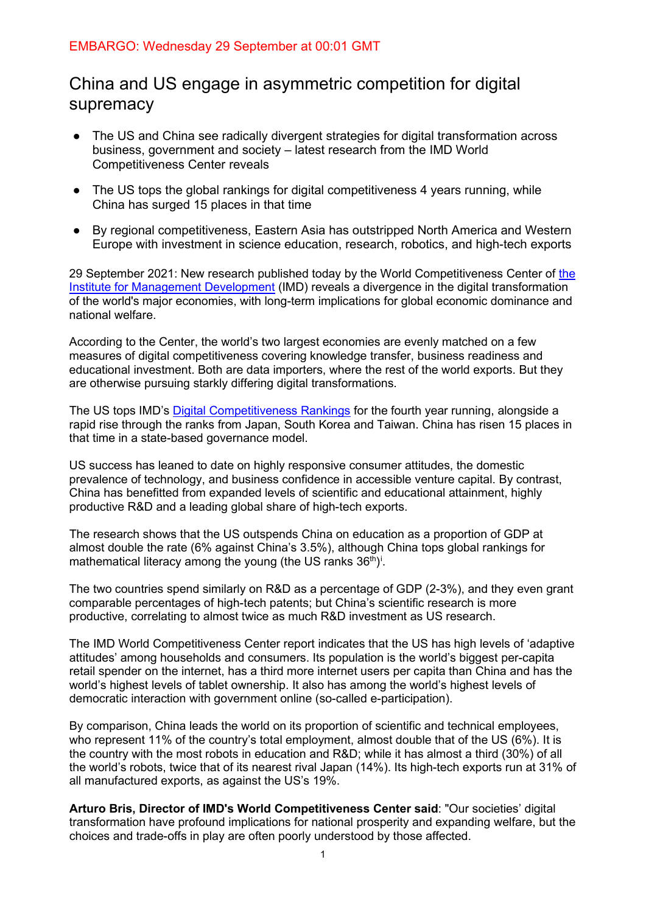EMBARGO: Wednesday 29 September at 00:01 GMT

# China and US engage in asymmetric competition for digital supremacy

- The US and China see radically divergent strategies for digital transformation across business, government and society – latest research from the IMD World Competitiveness Center reveals
- The US tops the global rankings for digital competitiveness 4 years running, while China has surged 15 places in that time
- By regional competitiveness, Eastern Asia has outstripped North America and Western Europe with investment in science education, research, robotics, and high-tech exports

29 September 2021: New research published today by the World Competitiveness Center of [the Institute for Management Development](#) (IMD) reveals a divergence in the digital transformation of the world's major economies, with long-term implications for global economic dominance and national welfare.

According to the Center, the world's two largest economies are evenly matched on a few measures of digital competitiveness covering knowledge transfer, business readiness and educational investment. Both are data importers, where the rest of the world exports. But they are otherwise pursuing starkly differing digital transformations.

The US tops IMD's [Digital Competitiveness Rankings](#) for the fourth year running, alongside a rapid rise through the ranks from Japan, South Korea and Taiwan. China has risen 15 places in that time in a state-based governance model.

US success has leaned to date on highly responsive consumer attitudes, the domestic prevalence of technology, and business confidence in accessible venture capital. By contrast, China has benefitted from expanded levels of scientific and educational attainment, highly productive R&D and a leading global share of high-tech exports.

The research shows that the US outspends China on education as a proportion of GDP at almost double the rate (6% against China's 3.5%), although China tops global rankings for mathematical literacy among the young (the US ranks 36th)[i].

The two countries spend similarly on R&D as a percentage of GDP (2-3%), and they even grant comparable percentages of high-tech patents; but China's scientific research is more productive, correlating to almost twice as much R&D investment as US research.

The IMD World Competitiveness Center report indicates that the US has high levels of 'adaptive attitudes' among households and consumers. Its population is the world's biggest per-capita retail spender on the internet, has a third more internet users per capita than China and has the world's highest levels of tablet ownership. It also has among the world's highest levels of democratic interaction with government online (so-called e-participation).

By comparison, China leads the world on its proportion of scientific and technical employees, who represent 11% of the country's total employment, almost double that of the US (6%). It is the country with the most robots in education and R&D; while it has almost a third (30%) of all the world's robots, twice that of its nearest rival Japan (14%). Its high-tech exports run at 31% of all manufactured exports, as against the US's 19%.

**Arturo Bris, Director of IMD's World Competitiveness Center said**: "Our societies' digital transformation have profound implications for national prosperity and expanding welfare, but the choices and trade-offs in play are often poorly understood by those affected.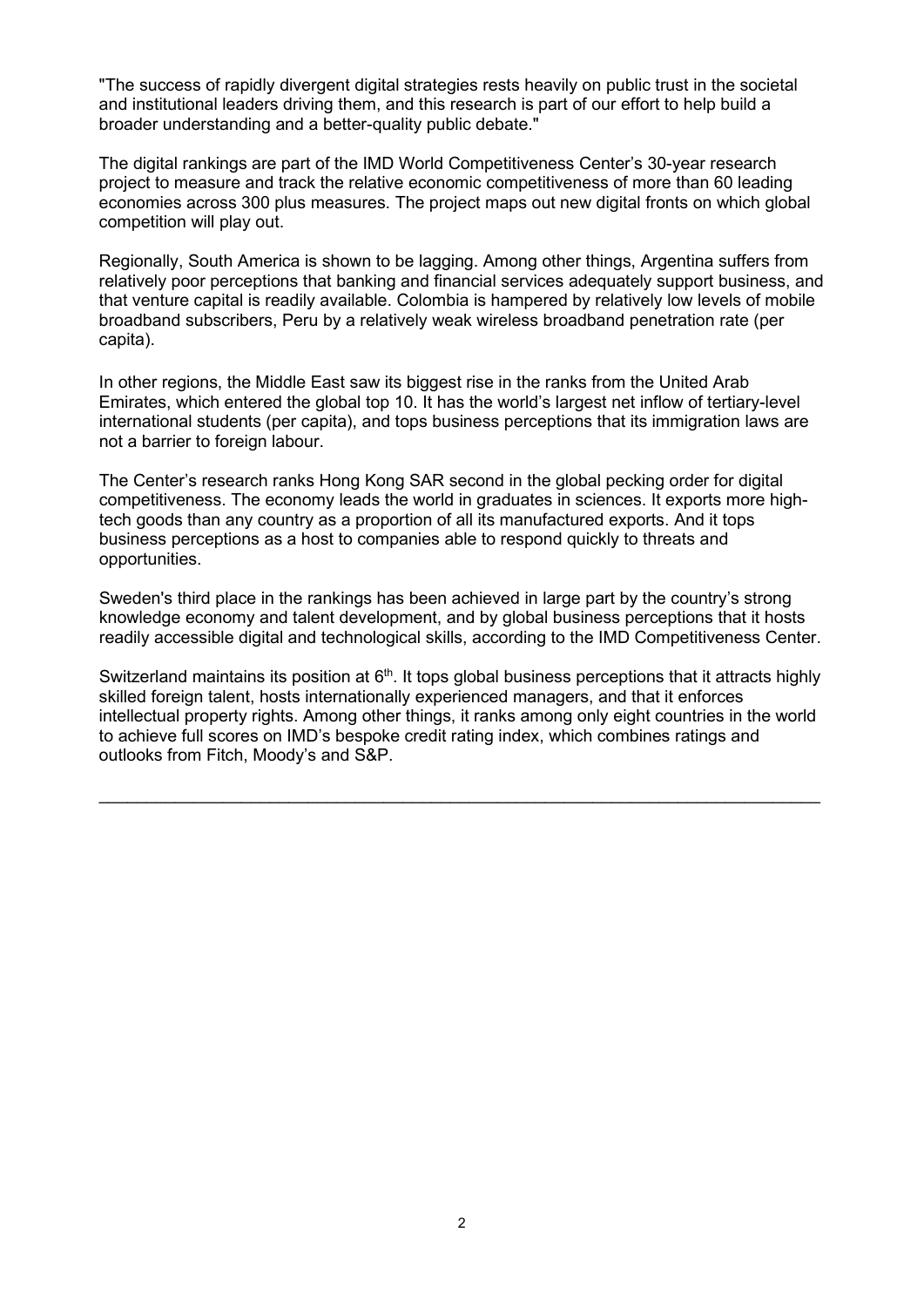"The success of rapidly divergent digital strategies rests heavily on public trust in the societal and institutional leaders driving them, and this research is part of our effort to help build a broader understanding and a better-quality public debate."

The digital rankings are part of the IMD World Competitiveness Center's 30-year research project to measure and track the relative economic competitiveness of more than 60 leading economies across 300 plus measures. The project maps out new digital fronts on which global competition will play out.

Regionally, South America is shown to be lagging. Among other things, Argentina suffers from relatively poor perceptions that banking and financial services adequately support business, and that venture capital is readily available. Colombia is hampered by relatively low levels of mobile broadband subscribers, Peru by a relatively weak wireless broadband penetration rate (per capita).

In other regions, the Middle East saw its biggest rise in the ranks from the United Arab Emirates, which entered the global top 10. It has the world's largest net inflow of tertiary-level international students (per capita), and tops business perceptions that its immigration laws are not a barrier to foreign labour.

The Center's research ranks Hong Kong SAR second in the global pecking order for digital competitiveness. The economy leads the world in graduates in sciences. It exports more high-tech goods than any country as a proportion of all its manufactured exports. And it tops business perceptions as a host to companies able to respond quickly to threats and opportunities.

Sweden's third place in the rankings has been achieved in large part by the country's strong knowledge economy and talent development, and by global business perceptions that it hosts readily accessible digital and technological skills, according to the IMD Competitiveness Center.

Switzerland maintains its position at 6th. It tops global business perceptions that it attracts highly skilled foreign talent, hosts internationally experienced managers, and that it enforces intellectual property rights. Among other things, it ranks among only eight countries in the world to achieve full scores on IMD's bespoke credit rating index, which combines ratings and outlooks from Fitch, Moody's and S&P.

---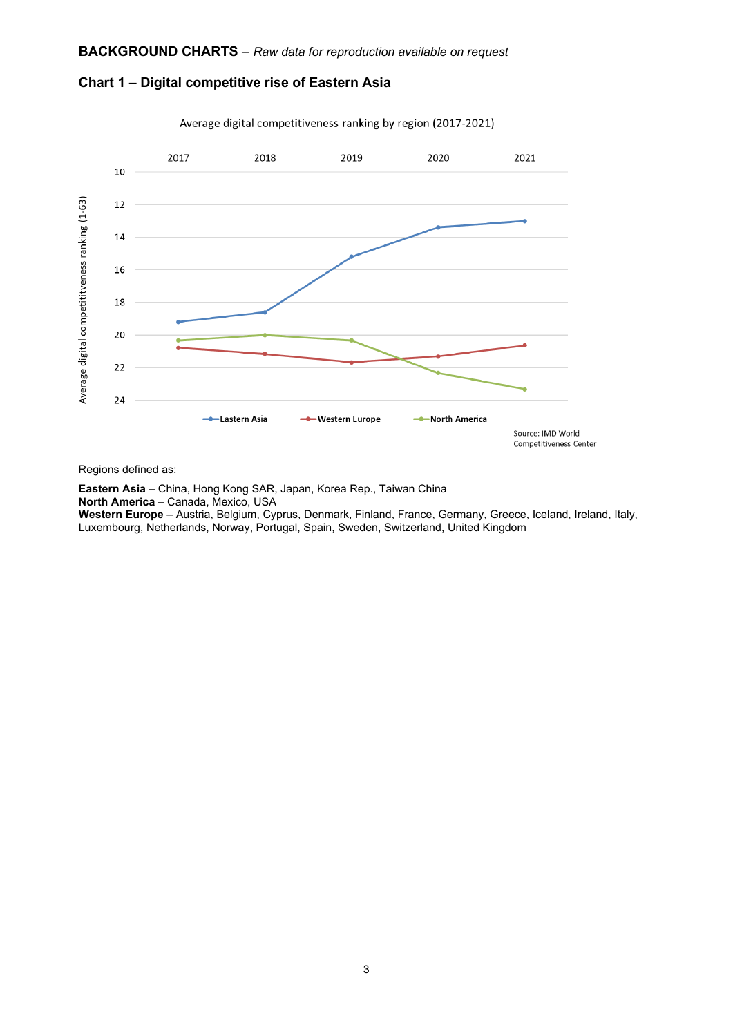**BACKGROUND CHARTS** – *Raw data for reproduction available on request*

## Chart 1 – Digital competitive rise of Eastern Asia

Average digital competitiveness ranking by region (2017-2021)

Source: IMD World Competitiveness Center

Regions defined as:

**Eastern Asia** – China, Hong Kong SAR, Japan, Korea Rep., Taiwan China
**North America** – Canada, Mexico, USA
**Western Europe** – Austria, Belgium, Cyprus, Denmark, Finland, France, Germany, Greece, Iceland, Ireland, Italy, Luxembourg, Netherlands, Norway, Portugal, Spain, Sweden, Switzerland, United Kingdom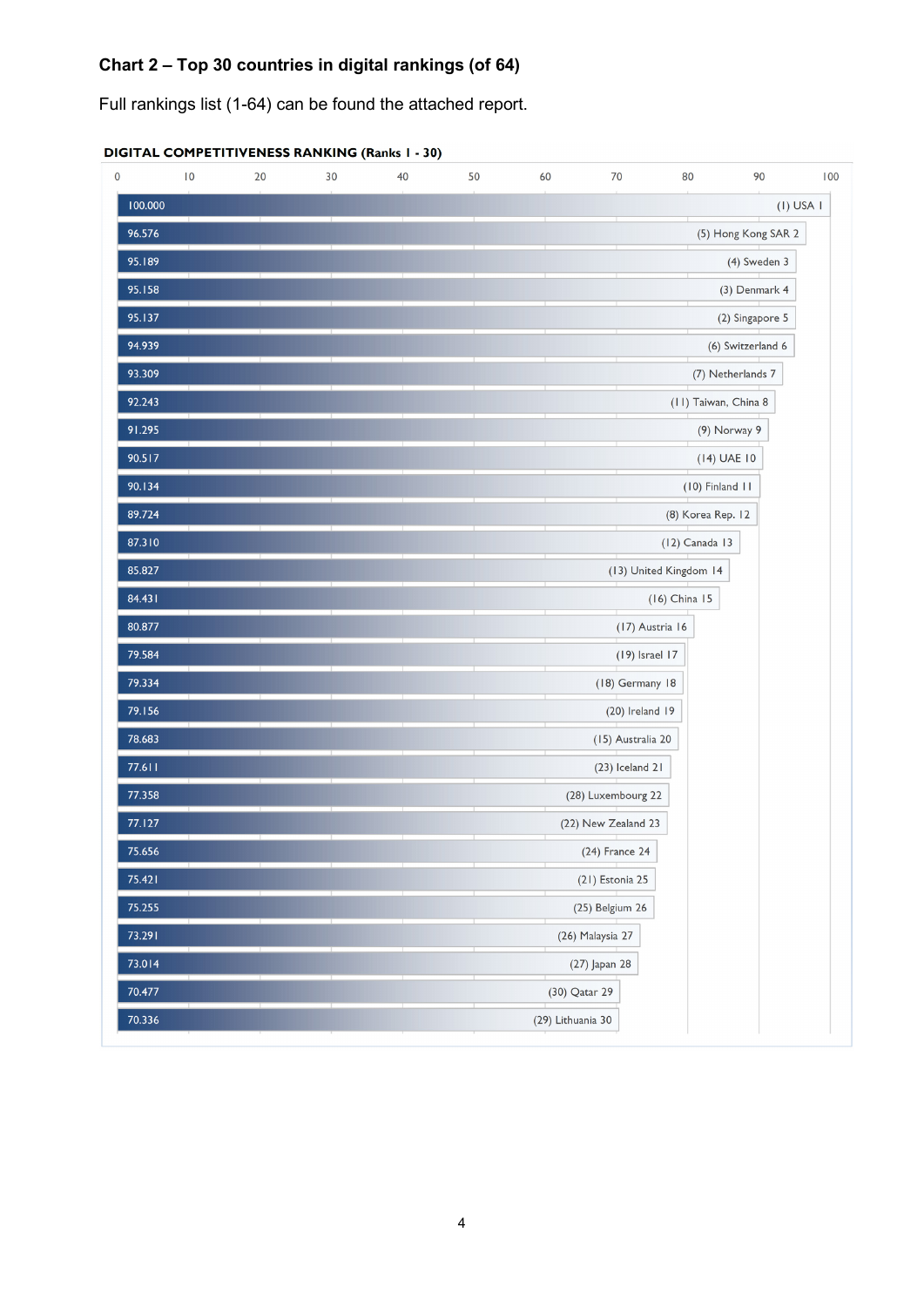### Chart 2 – Top 30 countries in digital rankings (of 64)

Full rankings list (1-64) can be found the attached report.

**DIGITAL COMPETITIVENESS RANKING (Ranks 1 - 30)**

| Score | Country (previous rank) Rank |
|---|---|
| 100.000 | (1) USA 1 |
| 96.576 | (5) Hong Kong SAR 2 |
| 95.189 | (4) Sweden 3 |
| 95.158 | (3) Denmark 4 |
| 95.137 | (2) Singapore 5 |
| 94.939 | (6) Switzerland 6 |
| 93.309 | (7) Netherlands 7 |
| 92.243 | (11) Taiwan, China 8 |
| 91.295 | (9) Norway 9 |
| 90.517 | (14) UAE 10 |
| 90.134 | (10) Finland 11 |
| 89.724 | (8) Korea Rep. 12 |
| 87.310 | (12) Canada 13 |
| 85.827 | (13) United Kingdom 14 |
| 84.431 | (16) China 15 |
| 80.877 | (17) Austria 16 |
| 79.584 | (19) Israel 17 |
| 79.334 | (18) Germany 18 |
| 79.156 | (20) Ireland 19 |
| 78.683 | (15) Australia 20 |
| 77.611 | (23) Iceland 21 |
| 77.358 | (28) Luxembourg 22 |
| 77.127 | (22) New Zealand 23 |
| 75.656 | (24) France 24 |
| 75.421 | (21) Estonia 25 |
| 75.255 | (25) Belgium 26 |
| 73.291 | (26) Malaysia 27 |
| 73.014 | (27) Japan 28 |
| 70.477 | (30) Qatar 29 |
| 70.336 | (29) Lithuania 30 |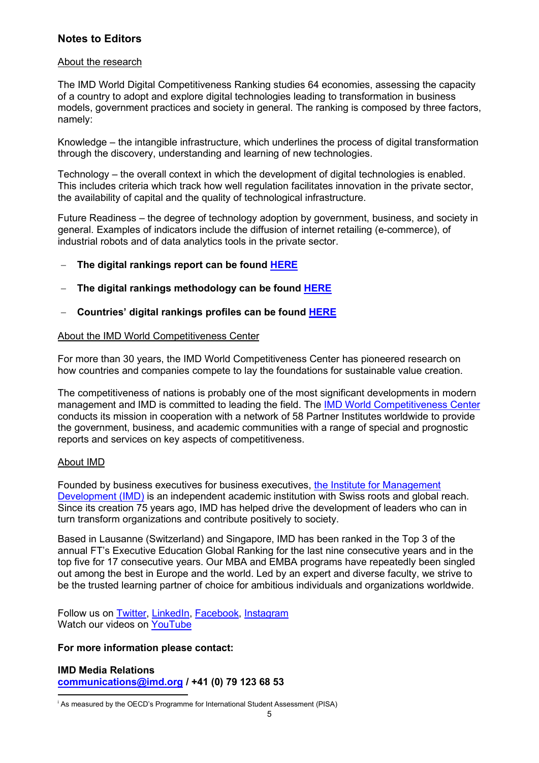## Notes to Editors

About the research

The IMD World Digital Competitiveness Ranking studies 64 economies, assessing the capacity of a country to adopt and explore digital technologies leading to transformation in business models, government practices and society in general. The ranking is composed by three factors, namely:

Knowledge – the intangible infrastructure, which underlines the process of digital transformation through the discovery, understanding and learning of new technologies.

Technology – the overall context in which the development of digital technologies is enabled. This includes criteria which track how well regulation facilitates innovation in the private sector, the availability of capital and the quality of technological infrastructure.

Future Readiness – the degree of technology adoption by government, business, and society in general. Examples of indicators include the diffusion of internet retailing (e-commerce), of industrial robots and of data analytics tools in the private sector.

- **The digital rankings report can be found HERE**
- **The digital rankings methodology can be found HERE**
- **Countries' digital rankings profiles can be found HERE**

About the IMD World Competitiveness Center

For more than 30 years, the IMD World Competitiveness Center has pioneered research on how countries and companies compete to lay the foundations for sustainable value creation.

The competitiveness of nations is probably one of the most significant developments in modern management and IMD is committed to leading the field. The IMD World Competitiveness Center conducts its mission in cooperation with a network of 58 Partner Institutes worldwide to provide the government, business, and academic communities with a range of special and prognostic reports and services on key aspects of competitiveness.

About IMD

Founded by business executives for business executives, the Institute for Management Development (IMD) is an independent academic institution with Swiss roots and global reach. Since its creation 75 years ago, IMD has helped drive the development of leaders who can in turn transform organizations and contribute positively to society.

Based in Lausanne (Switzerland) and Singapore, IMD has been ranked in the Top 3 of the annual FT's Executive Education Global Ranking for the last nine consecutive years and in the top five for 17 consecutive years. Our MBA and EMBA programs have repeatedly been singled out among the best in Europe and the world. Led by an expert and diverse faculty, we strive to be the trusted learning partner of choice for ambitious individuals and organizations worldwide.

Follow us on Twitter, LinkedIn, Facebook, Instagram
Watch our videos on YouTube

**For more information please contact:**

**IMD Media Relations**
**communications@imd.org / +41 (0) 79 123 68 53**

[i] As measured by the OECD's Programme for International Student Assessment (PISA)